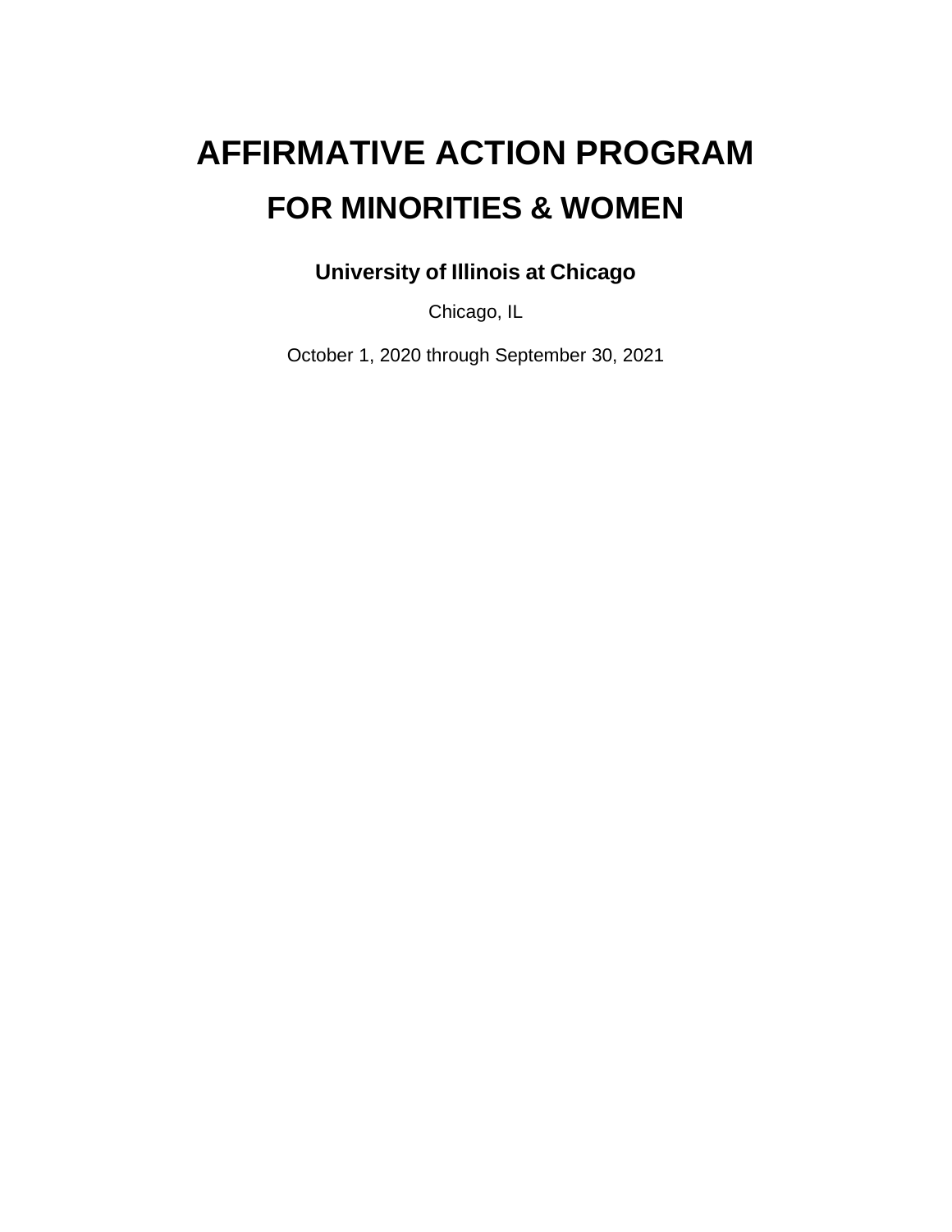# AFFIRMATIVE ACTION PROGRAM

## FOR MINORITIES & WOMEN

**University of Illinois at Chicago**

Chicago, IL

October 1, 2020 through September 30, 2021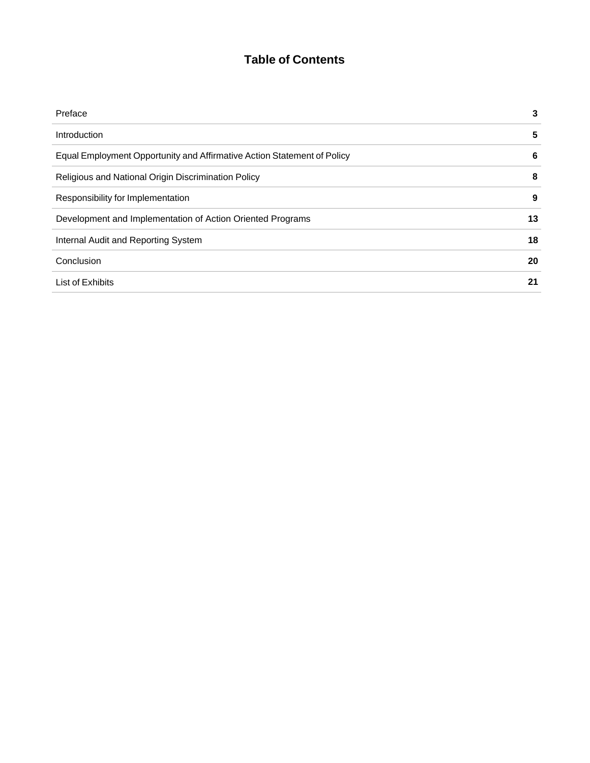# Table of Contents

| | |
|---|---|
| Preface | **3** |
| Introduction | **5** |
| Equal Employment Opportunity and Affirmative Action Statement of Policy | **6** |
| Religious and National Origin Discrimination Policy | **8** |
| Responsibility for Implementation | **9** |
| Development and Implementation of Action Oriented Programs | **13** |
| Internal Audit and Reporting System | **18** |
| Conclusion | **20** |
| List of Exhibits | **21** |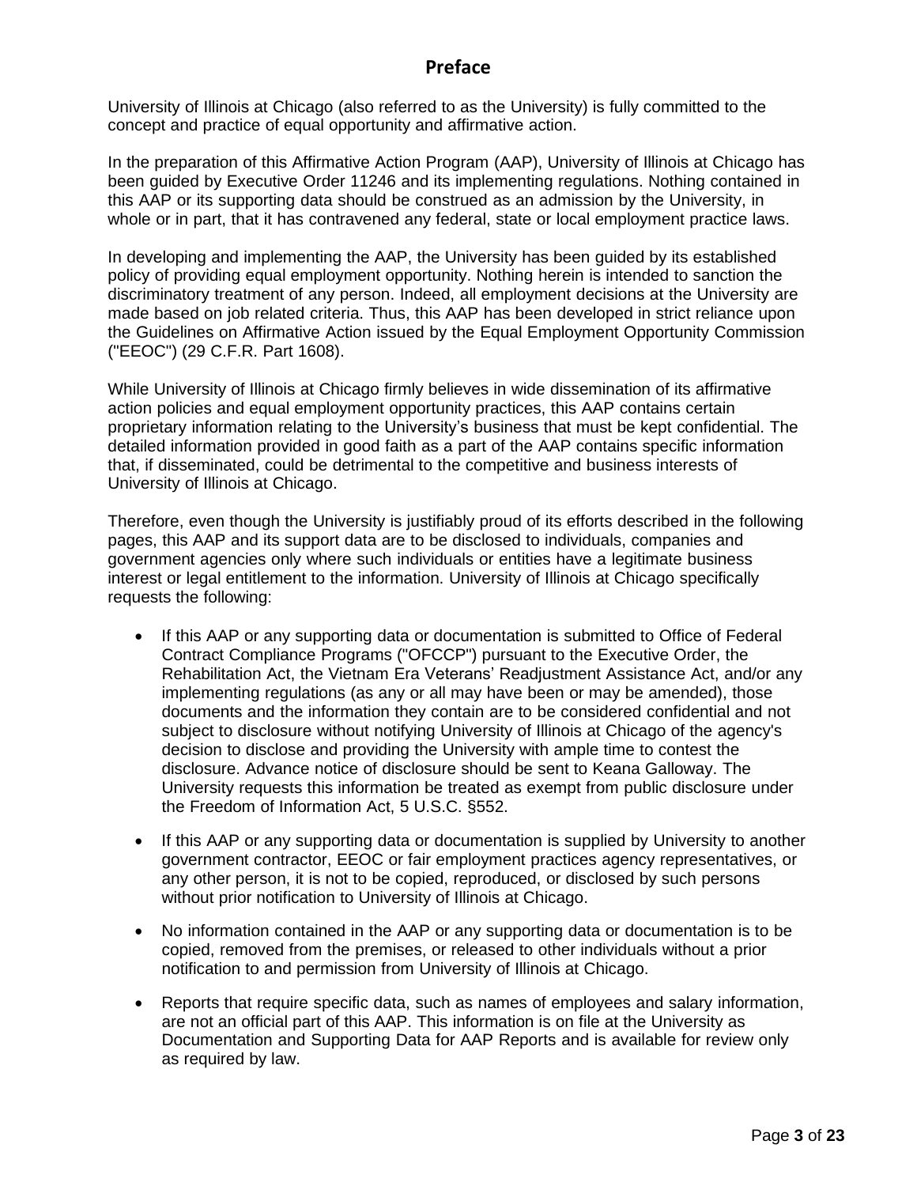# Preface

University of Illinois at Chicago (also referred to as the University) is fully committed to the concept and practice of equal opportunity and affirmative action.

In the preparation of this Affirmative Action Program (AAP), University of Illinois at Chicago has been guided by Executive Order 11246 and its implementing regulations. Nothing contained in this AAP or its supporting data should be construed as an admission by the University, in whole or in part, that it has contravened any federal, state or local employment practice laws.

In developing and implementing the AAP, the University has been guided by its established policy of providing equal employment opportunity. Nothing herein is intended to sanction the discriminatory treatment of any person. Indeed, all employment decisions at the University are made based on job related criteria. Thus, this AAP has been developed in strict reliance upon the Guidelines on Affirmative Action issued by the Equal Employment Opportunity Commission ("EEOC") (29 C.F.R. Part 1608).

While University of Illinois at Chicago firmly believes in wide dissemination of its affirmative action policies and equal employment opportunity practices, this AAP contains certain proprietary information relating to the University's business that must be kept confidential. The detailed information provided in good faith as a part of the AAP contains specific information that, if disseminated, could be detrimental to the competitive and business interests of University of Illinois at Chicago.

Therefore, even though the University is justifiably proud of its efforts described in the following pages, this AAP and its support data are to be disclosed to individuals, companies and government agencies only where such individuals or entities have a legitimate business interest or legal entitlement to the information. University of Illinois at Chicago specifically requests the following:

- If this AAP or any supporting data or documentation is submitted to Office of Federal Contract Compliance Programs ("OFCCP") pursuant to the Executive Order, the Rehabilitation Act, the Vietnam Era Veterans' Readjustment Assistance Act, and/or any implementing regulations (as any or all may have been or may be amended), those documents and the information they contain are to be considered confidential and not subject to disclosure without notifying University of Illinois at Chicago of the agency's decision to disclose and providing the University with ample time to contest the disclosure. Advance notice of disclosure should be sent to Keana Galloway. The University requests this information be treated as exempt from public disclosure under the Freedom of Information Act, 5 U.S.C. §552.
- If this AAP or any supporting data or documentation is supplied by University to another government contractor, EEOC or fair employment practices agency representatives, or any other person, it is not to be copied, reproduced, or disclosed by such persons without prior notification to University of Illinois at Chicago.
- No information contained in the AAP or any supporting data or documentation is to be copied, removed from the premises, or released to other individuals without a prior notification to and permission from University of Illinois at Chicago.
- Reports that require specific data, such as names of employees and salary information, are not an official part of this AAP. This information is on file at the University as Documentation and Supporting Data for AAP Reports and is available for review only as required by law.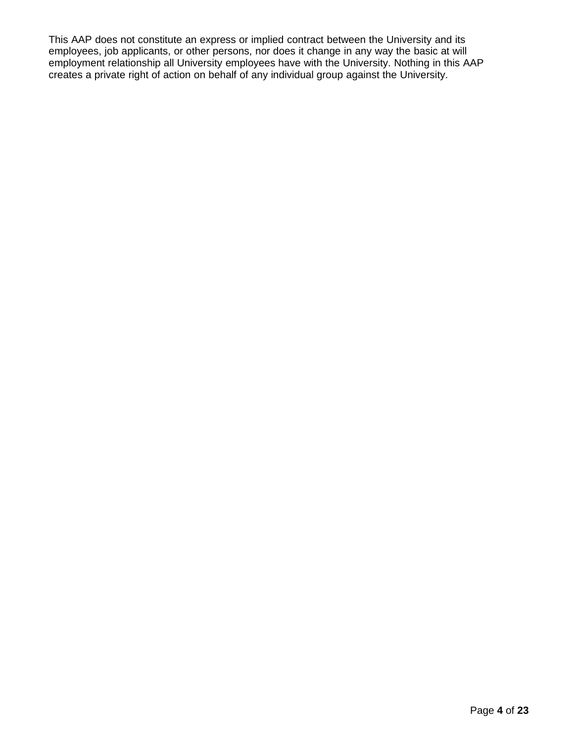This AAP does not constitute an express or implied contract between the University and its employees, job applicants, or other persons, nor does it change in any way the basic at will employment relationship all University employees have with the University. Nothing in this AAP creates a private right of action on behalf of any individual group against the University.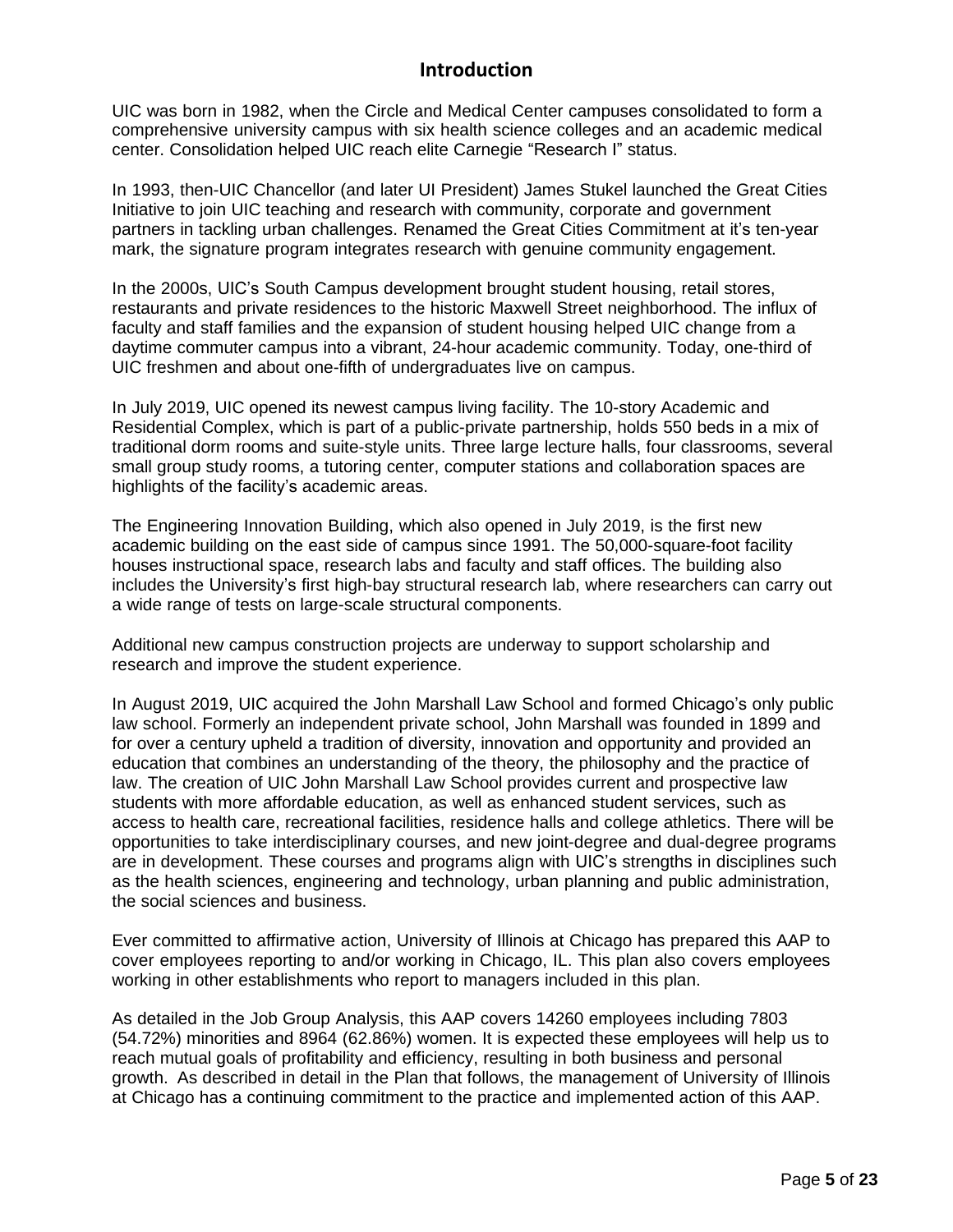## Introduction

UIC was born in 1982, when the Circle and Medical Center campuses consolidated to form a comprehensive university campus with six health science colleges and an academic medical center. Consolidation helped UIC reach elite Carnegie "Research I" status.

In 1993, then-UIC Chancellor (and later UI President) James Stukel launched the Great Cities Initiative to join UIC teaching and research with community, corporate and government partners in tackling urban challenges. Renamed the Great Cities Commitment at it's ten-year mark, the signature program integrates research with genuine community engagement.

In the 2000s, UIC's South Campus development brought student housing, retail stores, restaurants and private residences to the historic Maxwell Street neighborhood. The influx of faculty and staff families and the expansion of student housing helped UIC change from a daytime commuter campus into a vibrant, 24-hour academic community. Today, one-third of UIC freshmen and about one-fifth of undergraduates live on campus.

In July 2019, UIC opened its newest campus living facility. The 10-story Academic and Residential Complex, which is part of a public-private partnership, holds 550 beds in a mix of traditional dorm rooms and suite-style units. Three large lecture halls, four classrooms, several small group study rooms, a tutoring center, computer stations and collaboration spaces are highlights of the facility's academic areas.

The Engineering Innovation Building, which also opened in July 2019, is the first new academic building on the east side of campus since 1991. The 50,000-square-foot facility houses instructional space, research labs and faculty and staff offices. The building also includes the University's first high-bay structural research lab, where researchers can carry out a wide range of tests on large-scale structural components.

Additional new campus construction projects are underway to support scholarship and research and improve the student experience.

In August 2019, UIC acquired the John Marshall Law School and formed Chicago's only public law school. Formerly an independent private school, John Marshall was founded in 1899 and for over a century upheld a tradition of diversity, innovation and opportunity and provided an education that combines an understanding of the theory, the philosophy and the practice of law. The creation of UIC John Marshall Law School provides current and prospective law students with more affordable education, as well as enhanced student services, such as access to health care, recreational facilities, residence halls and college athletics. There will be opportunities to take interdisciplinary courses, and new joint-degree and dual-degree programs are in development. These courses and programs align with UIC's strengths in disciplines such as the health sciences, engineering and technology, urban planning and public administration, the social sciences and business.

Ever committed to affirmative action, University of Illinois at Chicago has prepared this AAP to cover employees reporting to and/or working in Chicago, IL. This plan also covers employees working in other establishments who report to managers included in this plan.

As detailed in the Job Group Analysis, this AAP covers 14260 employees including 7803 (54.72%) minorities and 8964 (62.86%) women. It is expected these employees will help us to reach mutual goals of profitability and efficiency, resulting in both business and personal growth. As described in detail in the Plan that follows, the management of University of Illinois at Chicago has a continuing commitment to the practice and implemented action of this AAP.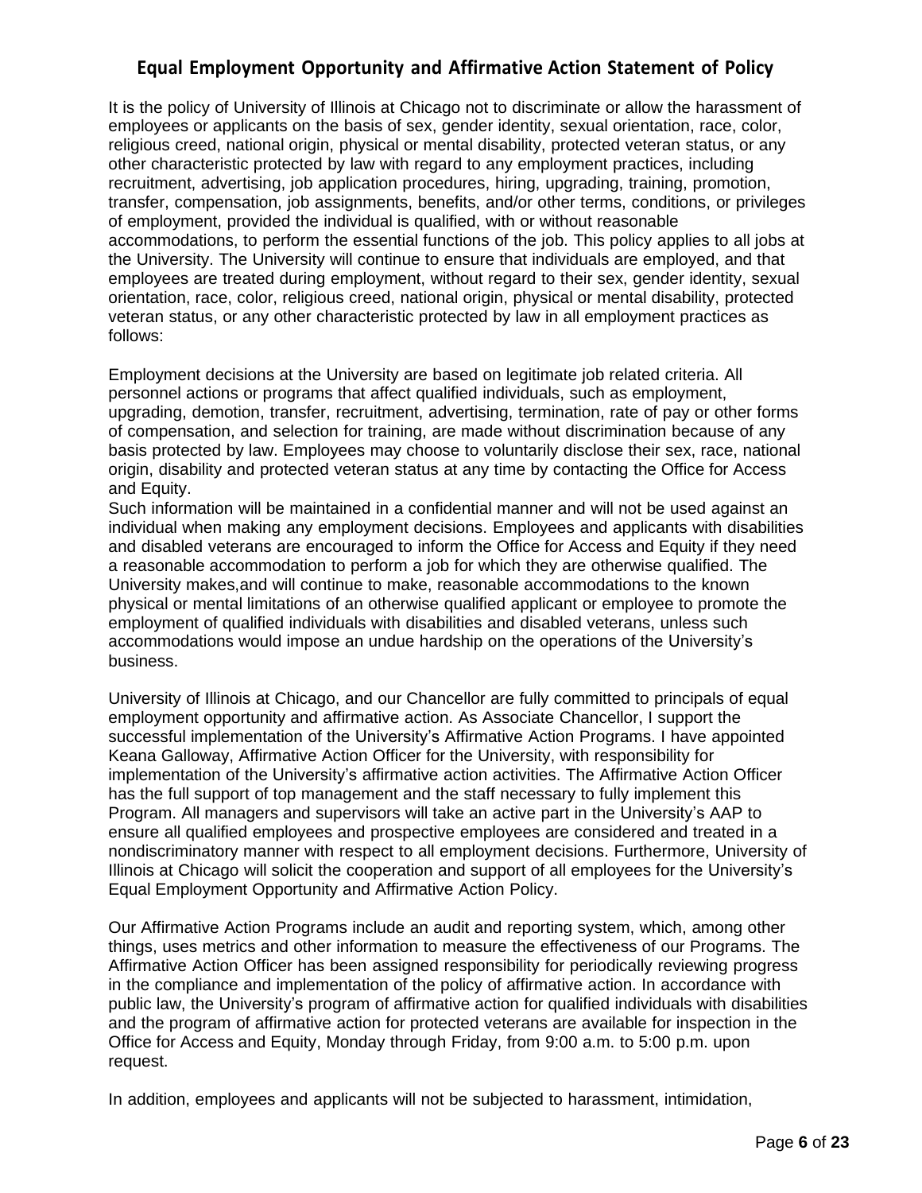## Equal Employment Opportunity and Affirmative Action Statement of Policy

It is the policy of University of Illinois at Chicago not to discriminate or allow the harassment of employees or applicants on the basis of sex, gender identity, sexual orientation, race, color, religious creed, national origin, physical or mental disability, protected veteran status, or any other characteristic protected by law with regard to any employment practices, including recruitment, advertising, job application procedures, hiring, upgrading, training, promotion, transfer, compensation, job assignments, benefits, and/or other terms, conditions, or privileges of employment, provided the individual is qualified, with or without reasonable accommodations, to perform the essential functions of the job. This policy applies to all jobs at the University. The University will continue to ensure that individuals are employed, and that employees are treated during employment, without regard to their sex, gender identity, sexual orientation, race, color, religious creed, national origin, physical or mental disability, protected veteran status, or any other characteristic protected by law in all employment practices as follows:

Employment decisions at the University are based on legitimate job related criteria. All personnel actions or programs that affect qualified individuals, such as employment, upgrading, demotion, transfer, recruitment, advertising, termination, rate of pay or other forms of compensation, and selection for training, are made without discrimination because of any basis protected by law. Employees may choose to voluntarily disclose their sex, race, national origin, disability and protected veteran status at any time by contacting the Office for Access and Equity.
Such information will be maintained in a confidential manner and will not be used against an individual when making any employment decisions. Employees and applicants with disabilities and disabled veterans are encouraged to inform the Office for Access and Equity if they need a reasonable accommodation to perform a job for which they are otherwise qualified. The University makes,and will continue to make, reasonable accommodations to the known physical or mental limitations of an otherwise qualified applicant or employee to promote the employment of qualified individuals with disabilities and disabled veterans, unless such accommodations would impose an undue hardship on the operations of the University's business.

University of Illinois at Chicago, and our Chancellor are fully committed to principals of equal employment opportunity and affirmative action. As Associate Chancellor, I support the successful implementation of the University's Affirmative Action Programs. I have appointed Keana Galloway, Affirmative Action Officer for the University, with responsibility for implementation of the University's affirmative action activities. The Affirmative Action Officer has the full support of top management and the staff necessary to fully implement this Program. All managers and supervisors will take an active part in the University's AAP to ensure all qualified employees and prospective employees are considered and treated in a nondiscriminatory manner with respect to all employment decisions. Furthermore, University of Illinois at Chicago will solicit the cooperation and support of all employees for the University's Equal Employment Opportunity and Affirmative Action Policy.

Our Affirmative Action Programs include an audit and reporting system, which, among other things, uses metrics and other information to measure the effectiveness of our Programs. The Affirmative Action Officer has been assigned responsibility for periodically reviewing progress in the compliance and implementation of the policy of affirmative action. In accordance with public law, the University's program of affirmative action for qualified individuals with disabilities and the program of affirmative action for protected veterans are available for inspection in the Office for Access and Equity, Monday through Friday, from 9:00 a.m. to 5:00 p.m. upon request.

In addition, employees and applicants will not be subjected to harassment, intimidation,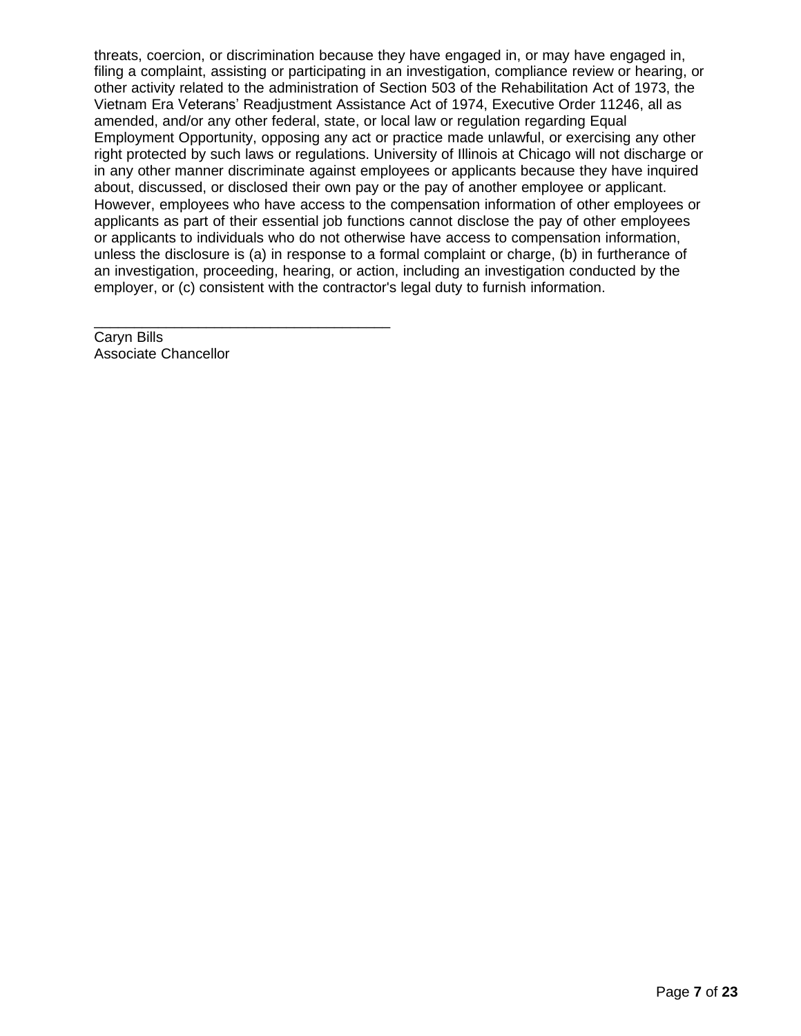threats, coercion, or discrimination because they have engaged in, or may have engaged in, filing a complaint, assisting or participating in an investigation, compliance review or hearing, or other activity related to the administration of Section 503 of the Rehabilitation Act of 1973, the Vietnam Era Veterans' Readjustment Assistance Act of 1974, Executive Order 11246, all as amended, and/or any other federal, state, or local law or regulation regarding Equal Employment Opportunity, opposing any act or practice made unlawful, or exercising any other right protected by such laws or regulations. University of Illinois at Chicago will not discharge or in any other manner discriminate against employees or applicants because they have inquired about, discussed, or disclosed their own pay or the pay of another employee or applicant. However, employees who have access to the compensation information of other employees or applicants as part of their essential job functions cannot disclose the pay of other employees or applicants to individuals who do not otherwise have access to compensation information, unless the disclosure is (a) in response to a formal complaint or charge, (b) in furtherance of an investigation, proceeding, hearing, or action, including an investigation conducted by the employer, or (c) consistent with the contractor's legal duty to furnish information.

_____________________________________

Caryn Bills
Associate Chancellor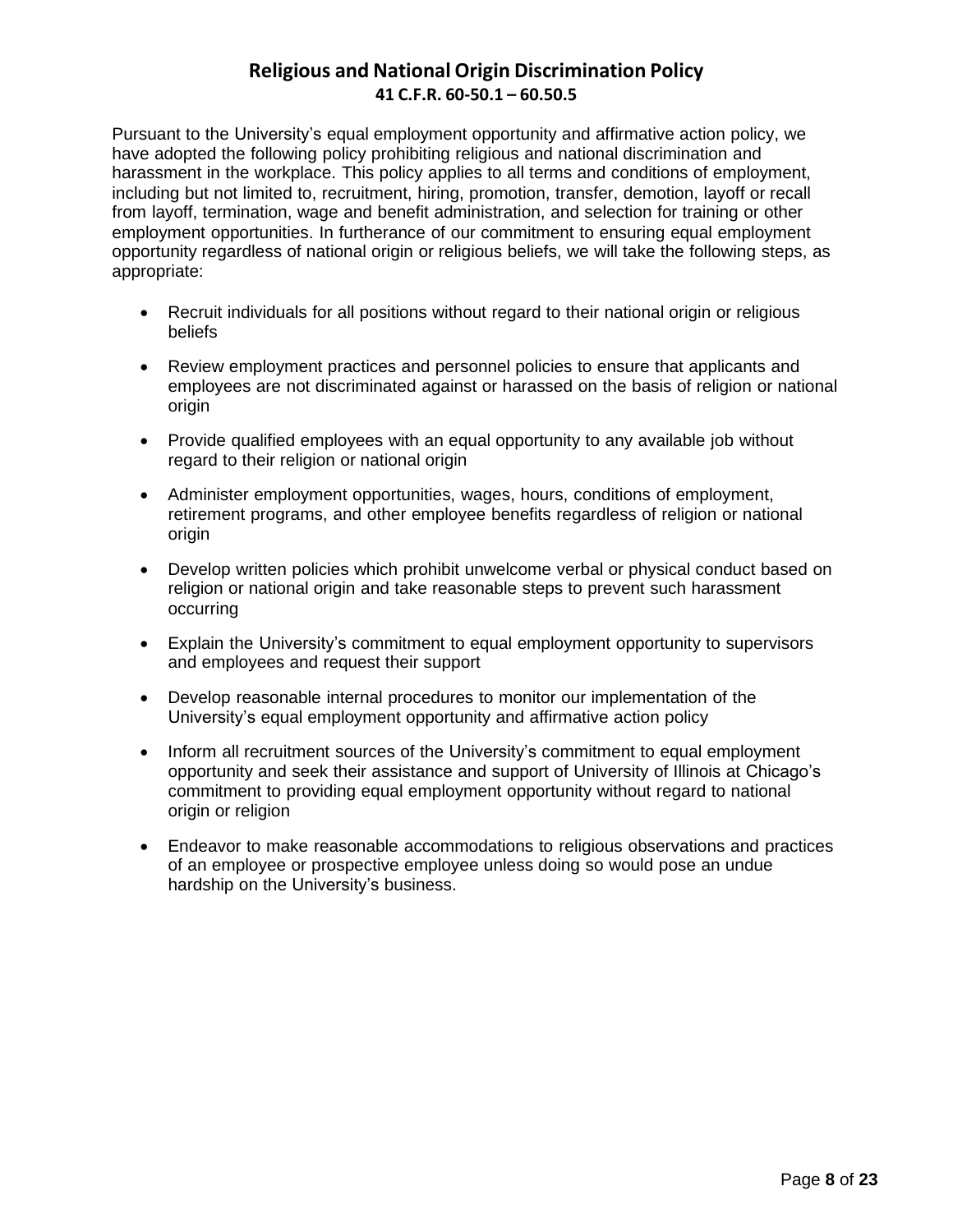## Religious and National Origin Discrimination Policy

**41 C.F.R. 60-50.1 – 60.50.5**

Pursuant to the University's equal employment opportunity and affirmative action policy, we have adopted the following policy prohibiting religious and national discrimination and harassment in the workplace. This policy applies to all terms and conditions of employment, including but not limited to, recruitment, hiring, promotion, transfer, demotion, layoff or recall from layoff, termination, wage and benefit administration, and selection for training or other employment opportunities. In furtherance of our commitment to ensuring equal employment opportunity regardless of national origin or religious beliefs, we will take the following steps, as appropriate:

- Recruit individuals for all positions without regard to their national origin or religious beliefs
- Review employment practices and personnel policies to ensure that applicants and employees are not discriminated against or harassed on the basis of religion or national origin
- Provide qualified employees with an equal opportunity to any available job without regard to their religion or national origin
- Administer employment opportunities, wages, hours, conditions of employment, retirement programs, and other employee benefits regardless of religion or national origin
- Develop written policies which prohibit unwelcome verbal or physical conduct based on religion or national origin and take reasonable steps to prevent such harassment occurring
- Explain the University's commitment to equal employment opportunity to supervisors and employees and request their support
- Develop reasonable internal procedures to monitor our implementation of the University's equal employment opportunity and affirmative action policy
- Inform all recruitment sources of the University's commitment to equal employment opportunity and seek their assistance and support of University of Illinois at Chicago's commitment to providing equal employment opportunity without regard to national origin or religion
- Endeavor to make reasonable accommodations to religious observations and practices of an employee or prospective employee unless doing so would pose an undue hardship on the University's business.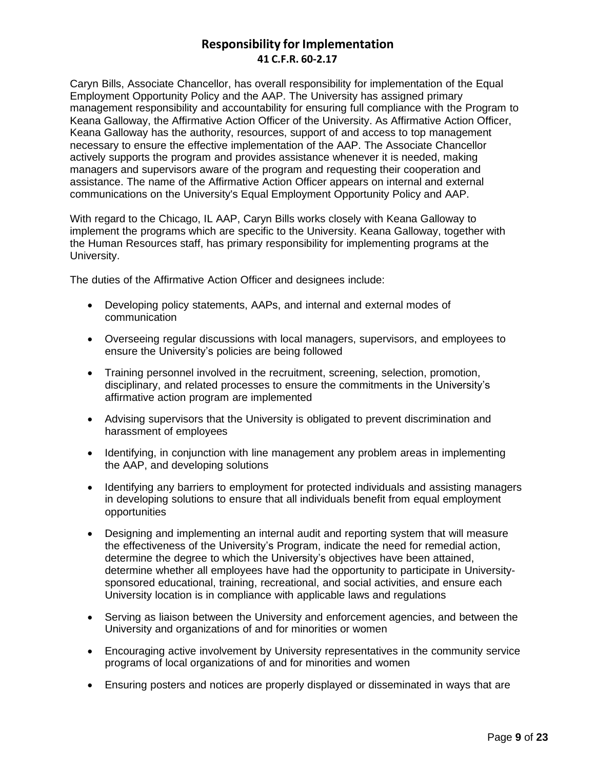## Responsibility for Implementation

**41 C.F.R. 60-2.17**

Caryn Bills, Associate Chancellor, has overall responsibility for implementation of the Equal Employment Opportunity Policy and the AAP. The University has assigned primary management responsibility and accountability for ensuring full compliance with the Program to Keana Galloway, the Affirmative Action Officer of the University. As Affirmative Action Officer, Keana Galloway has the authority, resources, support of and access to top management necessary to ensure the effective implementation of the AAP. The Associate Chancellor actively supports the program and provides assistance whenever it is needed, making managers and supervisors aware of the program and requesting their cooperation and assistance. The name of the Affirmative Action Officer appears on internal and external communications on the University's Equal Employment Opportunity Policy and AAP.

With regard to the Chicago, IL AAP, Caryn Bills works closely with Keana Galloway to implement the programs which are specific to the University. Keana Galloway, together with the Human Resources staff, has primary responsibility for implementing programs at the University.

The duties of the Affirmative Action Officer and designees include:

- Developing policy statements, AAPs, and internal and external modes of communication
- Overseeing regular discussions with local managers, supervisors, and employees to ensure the University's policies are being followed
- Training personnel involved in the recruitment, screening, selection, promotion, disciplinary, and related processes to ensure the commitments in the University's affirmative action program are implemented
- Advising supervisors that the University is obligated to prevent discrimination and harassment of employees
- Identifying, in conjunction with line management any problem areas in implementing the AAP, and developing solutions
- Identifying any barriers to employment for protected individuals and assisting managers in developing solutions to ensure that all individuals benefit from equal employment opportunities
- Designing and implementing an internal audit and reporting system that will measure the effectiveness of the University's Program, indicate the need for remedial action, determine the degree to which the University's objectives have been attained, determine whether all employees have had the opportunity to participate in University-sponsored educational, training, recreational, and social activities, and ensure each University location is in compliance with applicable laws and regulations
- Serving as liaison between the University and enforcement agencies, and between the University and organizations of and for minorities or women
- Encouraging active involvement by University representatives in the community service programs of local organizations of and for minorities and women
- Ensuring posters and notices are properly displayed or disseminated in ways that are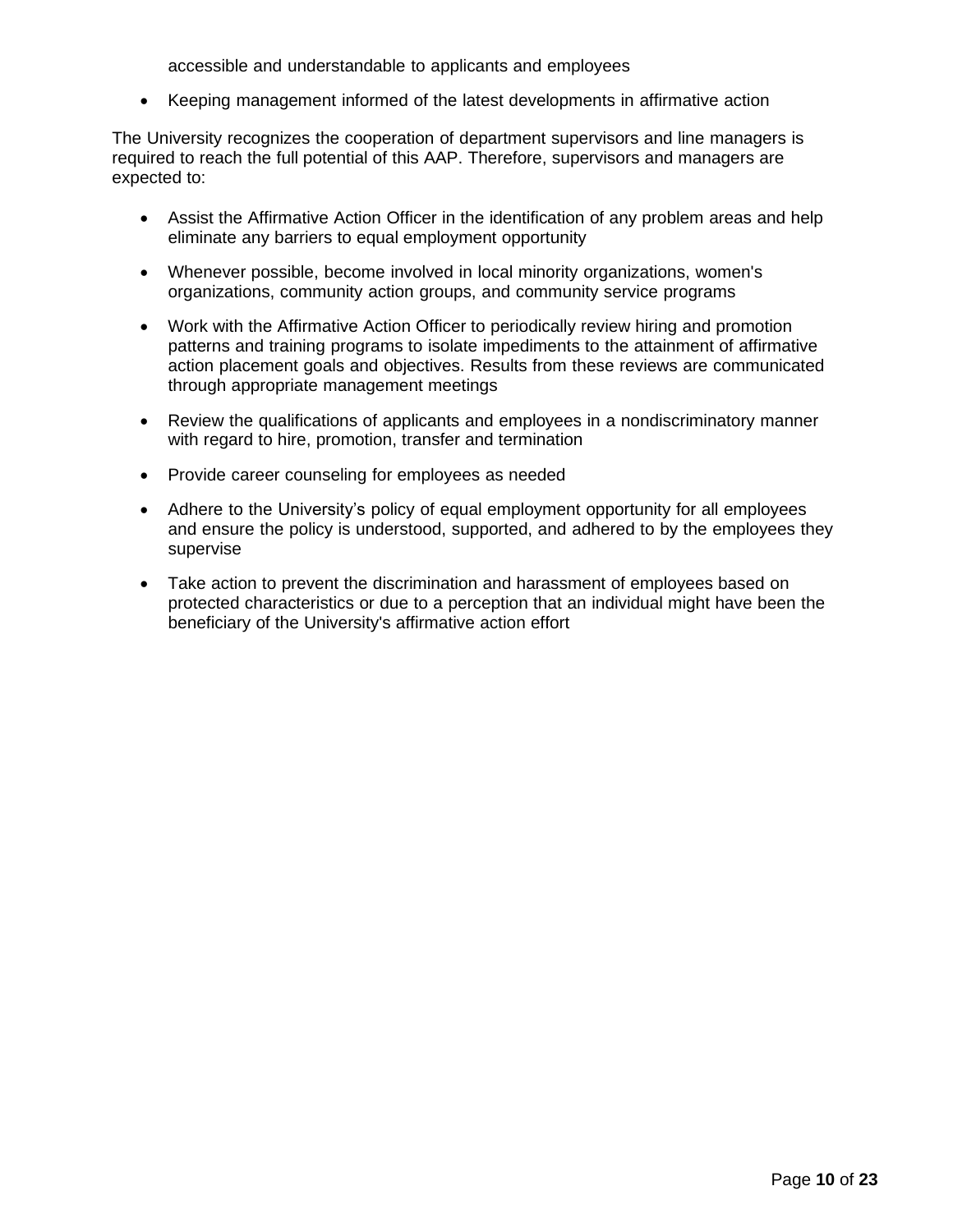accessible and understandable to applicants and employees

- Keeping management informed of the latest developments in affirmative action

The University recognizes the cooperation of department supervisors and line managers is required to reach the full potential of this AAP. Therefore, supervisors and managers are expected to:

- Assist the Affirmative Action Officer in the identification of any problem areas and help eliminate any barriers to equal employment opportunity
- Whenever possible, become involved in local minority organizations, women's organizations, community action groups, and community service programs
- Work with the Affirmative Action Officer to periodically review hiring and promotion patterns and training programs to isolate impediments to the attainment of affirmative action placement goals and objectives. Results from these reviews are communicated through appropriate management meetings
- Review the qualifications of applicants and employees in a nondiscriminatory manner with regard to hire, promotion, transfer and termination
- Provide career counseling for employees as needed
- Adhere to the University's policy of equal employment opportunity for all employees and ensure the policy is understood, supported, and adhered to by the employees they supervise
- Take action to prevent the discrimination and harassment of employees based on protected characteristics or due to a perception that an individual might have been the beneficiary of the University's affirmative action effort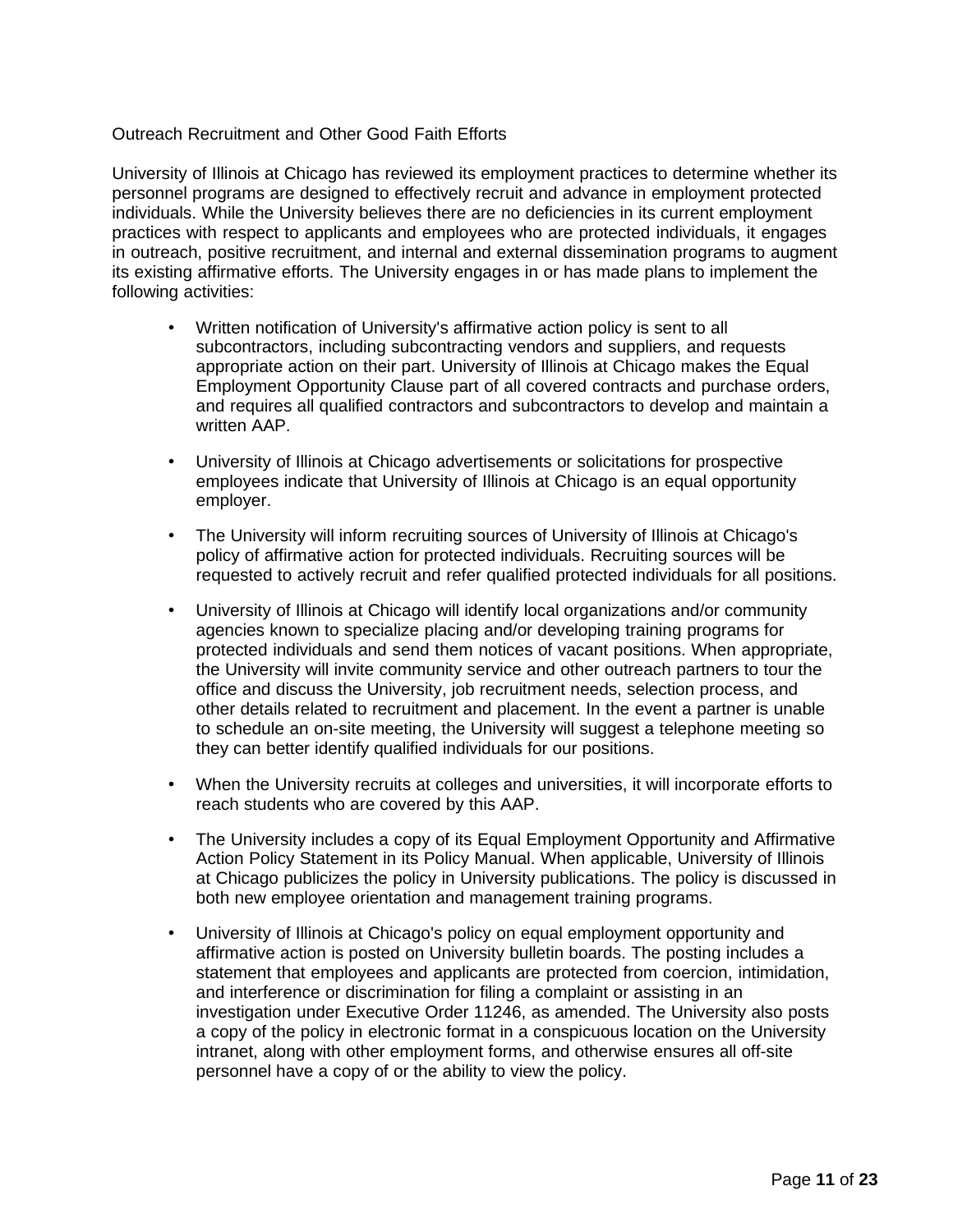## Outreach Recruitment and Other Good Faith Efforts

University of Illinois at Chicago has reviewed its employment practices to determine whether its personnel programs are designed to effectively recruit and advance in employment protected individuals. While the University believes there are no deficiencies in its current employment practices with respect to applicants and employees who are protected individuals, it engages in outreach, positive recruitment, and internal and external dissemination programs to augment its existing affirmative efforts. The University engages in or has made plans to implement the following activities:

- Written notification of University's affirmative action policy is sent to all subcontractors, including subcontracting vendors and suppliers, and requests appropriate action on their part. University of Illinois at Chicago makes the Equal Employment Opportunity Clause part of all covered contracts and purchase orders, and requires all qualified contractors and subcontractors to develop and maintain a written AAP.

- University of Illinois at Chicago advertisements or solicitations for prospective employees indicate that University of Illinois at Chicago is an equal opportunity employer.

- The University will inform recruiting sources of University of Illinois at Chicago's policy of affirmative action for protected individuals. Recruiting sources will be requested to actively recruit and refer qualified protected individuals for all positions.

- University of Illinois at Chicago will identify local organizations and/or community agencies known to specialize placing and/or developing training programs for protected individuals and send them notices of vacant positions. When appropriate, the University will invite community service and other outreach partners to tour the office and discuss the University, job recruitment needs, selection process, and other details related to recruitment and placement. In the event a partner is unable to schedule an on-site meeting, the University will suggest a telephone meeting so they can better identify qualified individuals for our positions.

- When the University recruits at colleges and universities, it will incorporate efforts to reach students who are covered by this AAP.

- The University includes a copy of its Equal Employment Opportunity and Affirmative Action Policy Statement in its Policy Manual. When applicable, University of Illinois at Chicago publicizes the policy in University publications. The policy is discussed in both new employee orientation and management training programs.

- University of Illinois at Chicago's policy on equal employment opportunity and affirmative action is posted on University bulletin boards. The posting includes a statement that employees and applicants are protected from coercion, intimidation, and interference or discrimination for filing a complaint or assisting in an investigation under Executive Order 11246, as amended. The University also posts a copy of the policy in electronic format in a conspicuous location on the University intranet, along with other employment forms, and otherwise ensures all off-site personnel have a copy of or the ability to view the policy.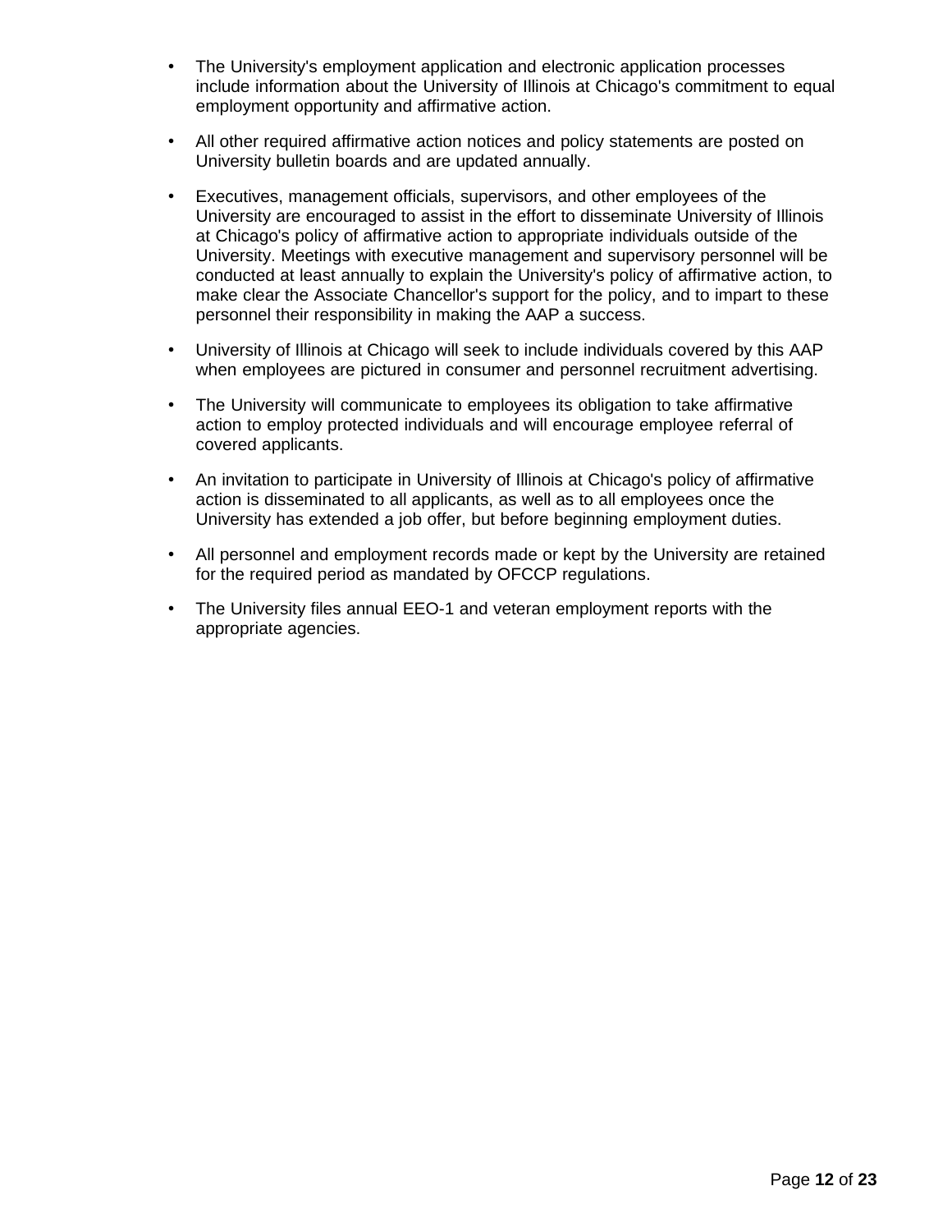- The University's employment application and electronic application processes include information about the University of Illinois at Chicago's commitment to equal employment opportunity and affirmative action.
- All other required affirmative action notices and policy statements are posted on University bulletin boards and are updated annually.
- Executives, management officials, supervisors, and other employees of the University are encouraged to assist in the effort to disseminate University of Illinois at Chicago's policy of affirmative action to appropriate individuals outside of the University. Meetings with executive management and supervisory personnel will be conducted at least annually to explain the University's policy of affirmative action, to make clear the Associate Chancellor's support for the policy, and to impart to these personnel their responsibility in making the AAP a success.
- University of Illinois at Chicago will seek to include individuals covered by this AAP when employees are pictured in consumer and personnel recruitment advertising.
- The University will communicate to employees its obligation to take affirmative action to employ protected individuals and will encourage employee referral of covered applicants.
- An invitation to participate in University of Illinois at Chicago's policy of affirmative action is disseminated to all applicants, as well as to all employees once the University has extended a job offer, but before beginning employment duties.
- All personnel and employment records made or kept by the University are retained for the required period as mandated by OFCCP regulations.
- The University files annual EEO-1 and veteran employment reports with the appropriate agencies.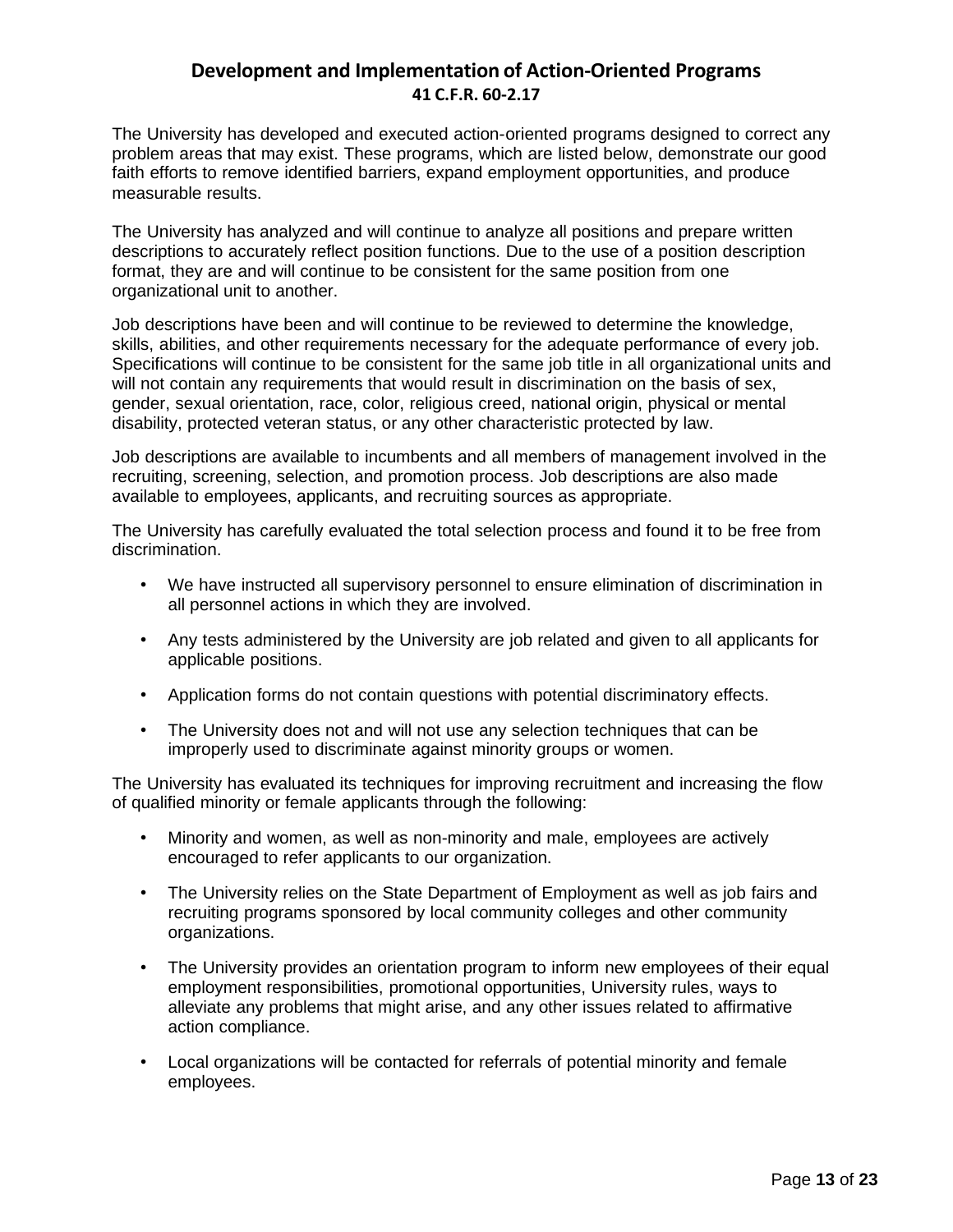## Development and Implementation of Action-Oriented Programs

### 41 C.F.R. 60-2.17

The University has developed and executed action-oriented programs designed to correct any problem areas that may exist. These programs, which are listed below, demonstrate our good faith efforts to remove identified barriers, expand employment opportunities, and produce measurable results.

The University has analyzed and will continue to analyze all positions and prepare written descriptions to accurately reflect position functions. Due to the use of a position description format, they are and will continue to be consistent for the same position from one organizational unit to another.

Job descriptions have been and will continue to be reviewed to determine the knowledge, skills, abilities, and other requirements necessary for the adequate performance of every job. Specifications will continue to be consistent for the same job title in all organizational units and will not contain any requirements that would result in discrimination on the basis of sex, gender, sexual orientation, race, color, religious creed, national origin, physical or mental disability, protected veteran status, or any other characteristic protected by law.

Job descriptions are available to incumbents and all members of management involved in the recruiting, screening, selection, and promotion process. Job descriptions are also made available to employees, applicants, and recruiting sources as appropriate.

The University has carefully evaluated the total selection process and found it to be free from discrimination.

- We have instructed all supervisory personnel to ensure elimination of discrimination in all personnel actions in which they are involved.
- Any tests administered by the University are job related and given to all applicants for applicable positions.
- Application forms do not contain questions with potential discriminatory effects.
- The University does not and will not use any selection techniques that can be improperly used to discriminate against minority groups or women.

The University has evaluated its techniques for improving recruitment and increasing the flow of qualified minority or female applicants through the following:

- Minority and women, as well as non-minority and male, employees are actively encouraged to refer applicants to our organization.
- The University relies on the State Department of Employment as well as job fairs and recruiting programs sponsored by local community colleges and other community organizations.
- The University provides an orientation program to inform new employees of their equal employment responsibilities, promotional opportunities, University rules, ways to alleviate any problems that might arise, and any other issues related to affirmative action compliance.
- Local organizations will be contacted for referrals of potential minority and female employees.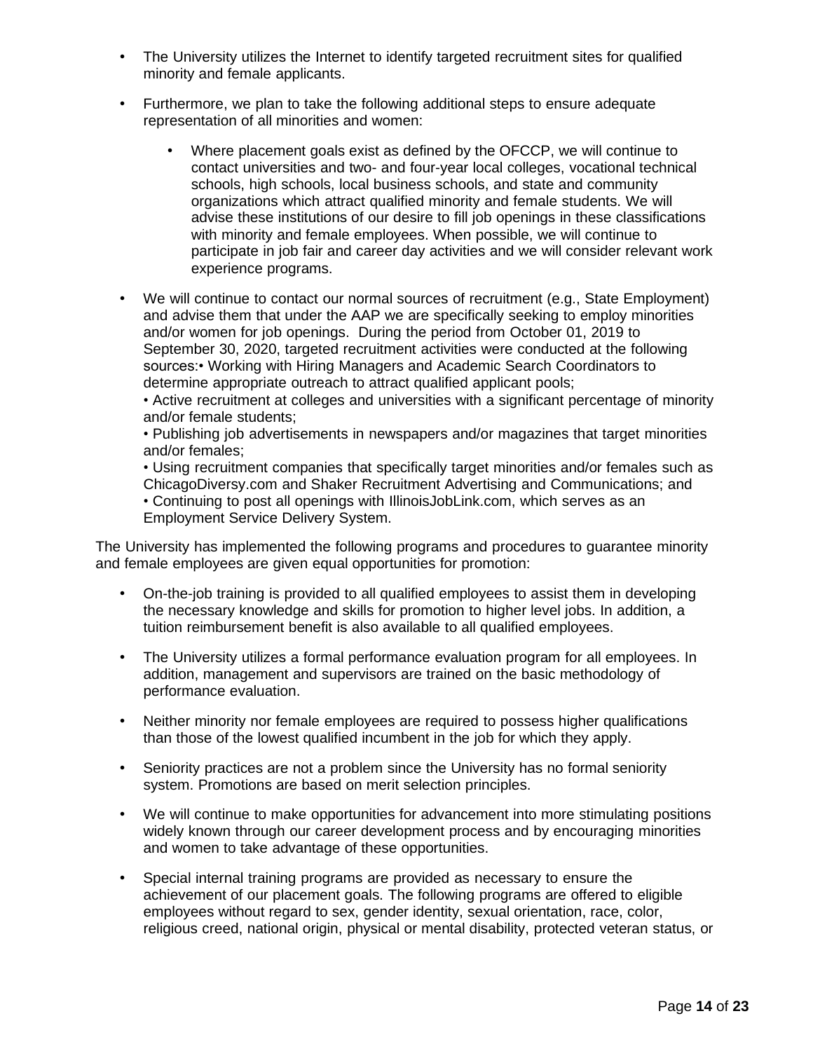- The University utilizes the Internet to identify targeted recruitment sites for qualified minority and female applicants.
- Furthermore, we plan to take the following additional steps to ensure adequate representation of all minorities and women:
  - Where placement goals exist as defined by the OFCCP, we will continue to contact universities and two- and four-year local colleges, vocational technical schools, high schools, local business schools, and state and community organizations which attract qualified minority and female students. We will advise these institutions of our desire to fill job openings in these classifications with minority and female employees. When possible, we will continue to participate in job fair and career day activities and we will consider relevant work experience programs.
- We will continue to contact our normal sources of recruitment (e.g., State Employment) and advise them that under the AAP we are specifically seeking to employ minorities and/or women for job openings. During the period from October 01, 2019 to September 30, 2020, targeted recruitment activities were conducted at the following sources:• Working with Hiring Managers and Academic Search Coordinators to determine appropriate outreach to attract qualified applicant pools;
  • Active recruitment at colleges and universities with a significant percentage of minority and/or female students;
  • Publishing job advertisements in newspapers and/or magazines that target minorities and/or females;
  • Using recruitment companies that specifically target minorities and/or females such as ChicagoDiversy.com and Shaker Recruitment Advertising and Communications; and
  • Continuing to post all openings with IllinoisJobLink.com, which serves as an Employment Service Delivery System.

The University has implemented the following programs and procedures to guarantee minority and female employees are given equal opportunities for promotion:

- On-the-job training is provided to all qualified employees to assist them in developing the necessary knowledge and skills for promotion to higher level jobs. In addition, a tuition reimbursement benefit is also available to all qualified employees.
- The University utilizes a formal performance evaluation program for all employees. In addition, management and supervisors are trained on the basic methodology of performance evaluation.
- Neither minority nor female employees are required to possess higher qualifications than those of the lowest qualified incumbent in the job for which they apply.
- Seniority practices are not a problem since the University has no formal seniority system. Promotions are based on merit selection principles.
- We will continue to make opportunities for advancement into more stimulating positions widely known through our career development process and by encouraging minorities and women to take advantage of these opportunities.
- Special internal training programs are provided as necessary to ensure the achievement of our placement goals. The following programs are offered to eligible employees without regard to sex, gender identity, sexual orientation, race, color, religious creed, national origin, physical or mental disability, protected veteran status, or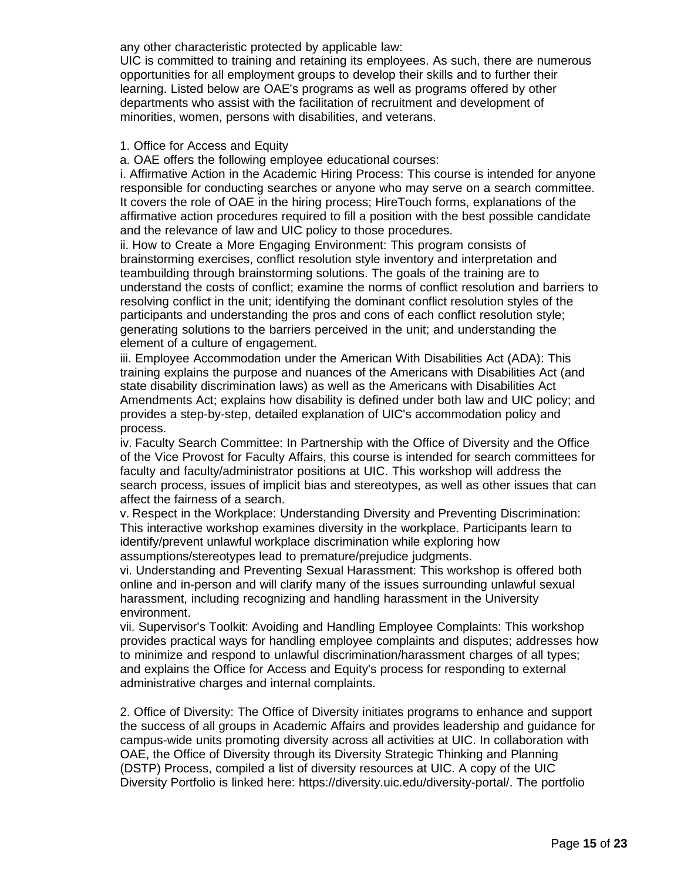any other characteristic protected by applicable law:
UIC is committed to training and retaining its employees. As such, there are numerous opportunities for all employment groups to develop their skills and to further their learning. Listed below are OAE's programs as well as programs offered by other departments who assist with the facilitation of recruitment and development of minorities, women, persons with disabilities, and veterans.

1. Office for Access and Equity

a. OAE offers the following employee educational courses:

i. Affirmative Action in the Academic Hiring Process: This course is intended for anyone responsible for conducting searches or anyone who may serve on a search committee. It covers the role of OAE in the hiring process; HireTouch forms, explanations of the affirmative action procedures required to fill a position with the best possible candidate and the relevance of law and UIC policy to those procedures.

ii. How to Create a More Engaging Environment: This program consists of brainstorming exercises, conflict resolution style inventory and interpretation and teambuilding through brainstorming solutions. The goals of the training are to understand the costs of conflict; examine the norms of conflict resolution and barriers to resolving conflict in the unit; identifying the dominant conflict resolution styles of the participants and understanding the pros and cons of each conflict resolution style; generating solutions to the barriers perceived in the unit; and understanding the element of a culture of engagement.

iii. Employee Accommodation under the American With Disabilities Act (ADA): This training explains the purpose and nuances of the Americans with Disabilities Act (and state disability discrimination laws) as well as the Americans with Disabilities Act Amendments Act; explains how disability is defined under both law and UIC policy; and provides a step-by-step, detailed explanation of UIC's accommodation policy and process.

iv. Faculty Search Committee: In Partnership with the Office of Diversity and the Office of the Vice Provost for Faculty Affairs, this course is intended for search committees for faculty and faculty/administrator positions at UIC. This workshop will address the search process, issues of implicit bias and stereotypes, as well as other issues that can affect the fairness of a search.

v. Respect in the Workplace: Understanding Diversity and Preventing Discrimination: This interactive workshop examines diversity in the workplace. Participants learn to identify/prevent unlawful workplace discrimination while exploring how assumptions/stereotypes lead to premature/prejudice judgments.

vi. Understanding and Preventing Sexual Harassment: This workshop is offered both online and in-person and will clarify many of the issues surrounding unlawful sexual harassment, including recognizing and handling harassment in the University environment.

vii. Supervisor's Toolkit: Avoiding and Handling Employee Complaints: This workshop provides practical ways for handling employee complaints and disputes; addresses how to minimize and respond to unlawful discrimination/harassment charges of all types; and explains the Office for Access and Equity's process for responding to external administrative charges and internal complaints.

2. Office of Diversity: The Office of Diversity initiates programs to enhance and support the success of all groups in Academic Affairs and provides leadership and guidance for campus-wide units promoting diversity across all activities at UIC. In collaboration with OAE, the Office of Diversity through its Diversity Strategic Thinking and Planning (DSTP) Process, compiled a list of diversity resources at UIC. A copy of the UIC Diversity Portfolio is linked here: https://diversity.uic.edu/diversity-portal/. The portfolio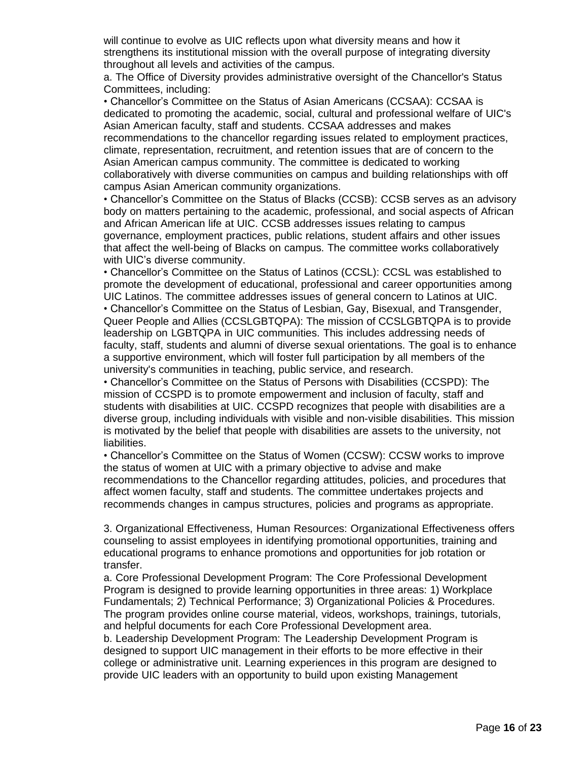will continue to evolve as UIC reflects upon what diversity means and how it strengthens its institutional mission with the overall purpose of integrating diversity throughout all levels and activities of the campus.

a. The Office of Diversity provides administrative oversight of the Chancellor's Status Committees, including:

- Chancellor's Committee on the Status of Asian Americans (CCSAA): CCSAA is dedicated to promoting the academic, social, cultural and professional welfare of UIC's Asian American faculty, staff and students. CCSAA addresses and makes recommendations to the chancellor regarding issues related to employment practices, climate, representation, recruitment, and retention issues that are of concern to the Asian American campus community. The committee is dedicated to working collaboratively with diverse communities on campus and building relationships with off campus Asian American community organizations.
- Chancellor's Committee on the Status of Blacks (CCSB): CCSB serves as an advisory body on matters pertaining to the academic, professional, and social aspects of African and African American life at UIC. CCSB addresses issues relating to campus governance, employment practices, public relations, student affairs and other issues that affect the well-being of Blacks on campus. The committee works collaboratively with UIC's diverse community.
- Chancellor's Committee on the Status of Latinos (CCSL): CCSL was established to promote the development of educational, professional and career opportunities among UIC Latinos. The committee addresses issues of general concern to Latinos at UIC.
- Chancellor's Committee on the Status of Lesbian, Gay, Bisexual, and Transgender, Queer People and Allies (CCSLGBTQPA): The mission of CCSLGBTQPA is to provide leadership on LGBTQPA in UIC communities. This includes addressing needs of faculty, staff, students and alumni of diverse sexual orientations. The goal is to enhance a supportive environment, which will foster full participation by all members of the university's communities in teaching, public service, and research.
- Chancellor's Committee on the Status of Persons with Disabilities (CCSPD): The mission of CCSPD is to promote empowerment and inclusion of faculty, staff and students with disabilities at UIC. CCSPD recognizes that people with disabilities are a diverse group, including individuals with visible and non-visible disabilities. This mission is motivated by the belief that people with disabilities are assets to the university, not liabilities.
- Chancellor's Committee on the Status of Women (CCSW): CCSW works to improve the status of women at UIC with a primary objective to advise and make recommendations to the Chancellor regarding attitudes, policies, and procedures that affect women faculty, staff and students. The committee undertakes projects and recommends changes in campus structures, policies and programs as appropriate.

3. Organizational Effectiveness, Human Resources: Organizational Effectiveness offers counseling to assist employees in identifying promotional opportunities, training and educational programs to enhance promotions and opportunities for job rotation or transfer.

a. Core Professional Development Program: The Core Professional Development Program is designed to provide learning opportunities in three areas: 1) Workplace Fundamentals; 2) Technical Performance; 3) Organizational Policies & Procedures. The program provides online course material, videos, workshops, trainings, tutorials, and helpful documents for each Core Professional Development area.

b. Leadership Development Program: The Leadership Development Program is designed to support UIC management in their efforts to be more effective in their college or administrative unit. Learning experiences in this program are designed to provide UIC leaders with an opportunity to build upon existing Management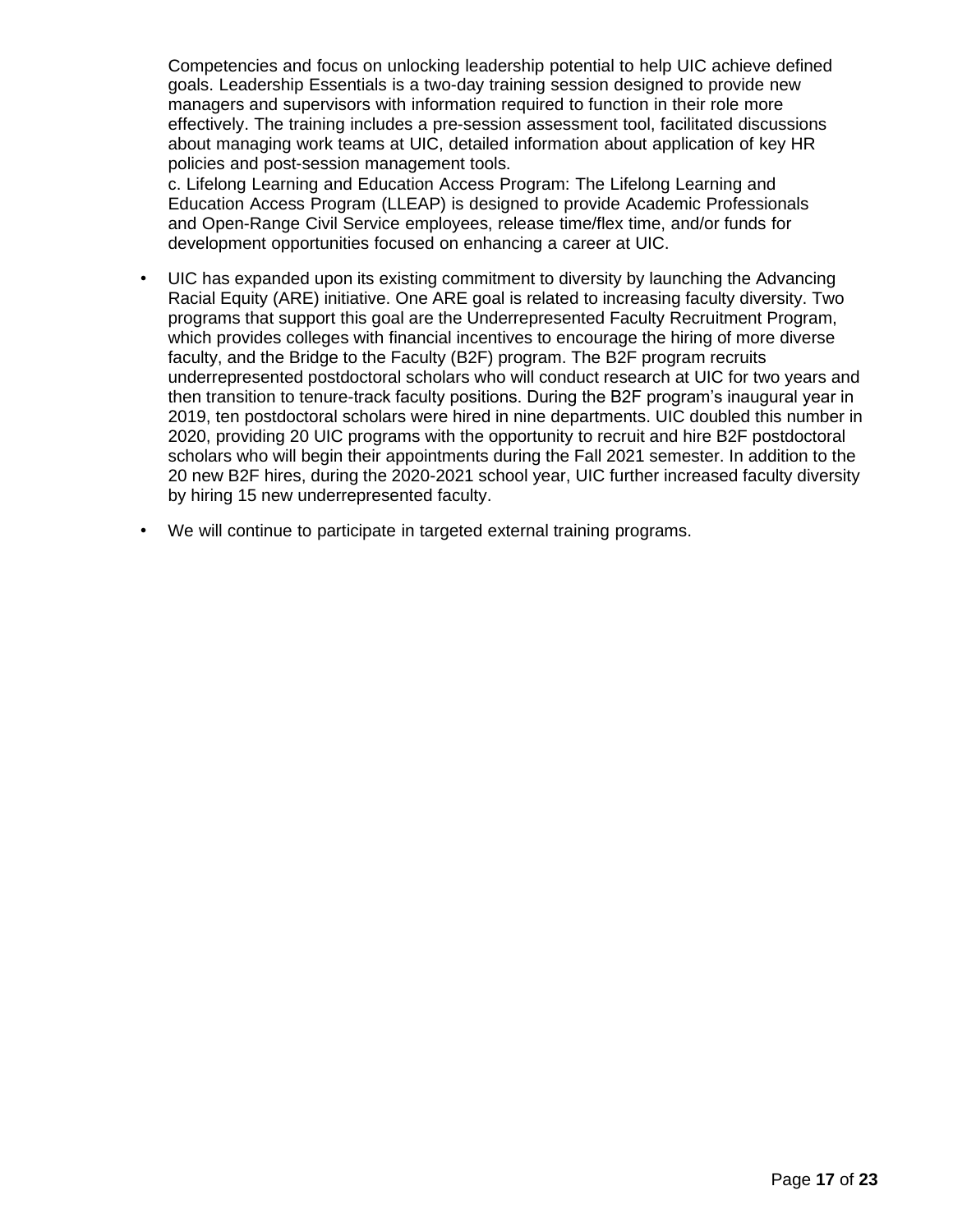Competencies and focus on unlocking leadership potential to help UIC achieve defined goals. Leadership Essentials is a two-day training session designed to provide new managers and supervisors with information required to function in their role more effectively. The training includes a pre-session assessment tool, facilitated discussions about managing work teams at UIC, detailed information about application of key HR policies and post-session management tools.
c. Lifelong Learning and Education Access Program: The Lifelong Learning and Education Access Program (LLEAP) is designed to provide Academic Professionals and Open-Range Civil Service employees, release time/flex time, and/or funds for development opportunities focused on enhancing a career at UIC.

- UIC has expanded upon its existing commitment to diversity by launching the Advancing Racial Equity (ARE) initiative. One ARE goal is related to increasing faculty diversity. Two programs that support this goal are the Underrepresented Faculty Recruitment Program, which provides colleges with financial incentives to encourage the hiring of more diverse faculty, and the Bridge to the Faculty (B2F) program. The B2F program recruits underrepresented postdoctoral scholars who will conduct research at UIC for two years and then transition to tenure-track faculty positions. During the B2F program's inaugural year in 2019, ten postdoctoral scholars were hired in nine departments. UIC doubled this number in 2020, providing 20 UIC programs with the opportunity to recruit and hire B2F postdoctoral scholars who will begin their appointments during the Fall 2021 semester. In addition to the 20 new B2F hires, during the 2020-2021 school year, UIC further increased faculty diversity by hiring 15 new underrepresented faculty.
- We will continue to participate in targeted external training programs.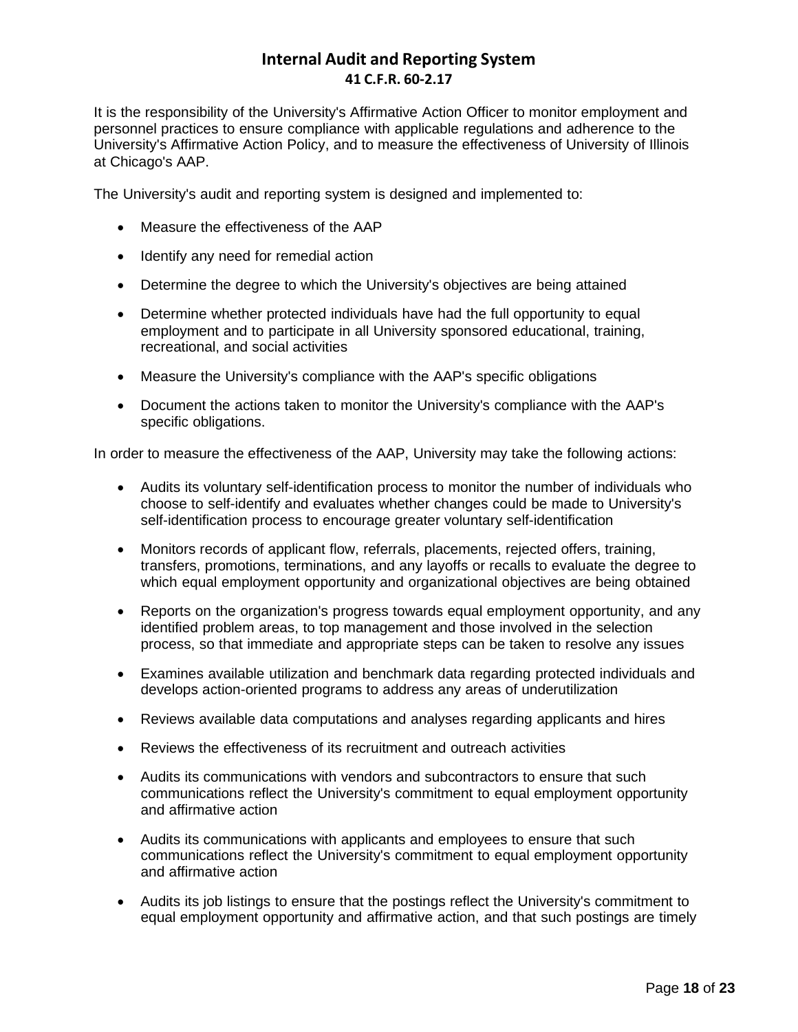# Internal Audit and Reporting System

**41 C.F.R. 60-2.17**

It is the responsibility of the University's Affirmative Action Officer to monitor employment and personnel practices to ensure compliance with applicable regulations and adherence to the University's Affirmative Action Policy, and to measure the effectiveness of University of Illinois at Chicago's AAP.

The University's audit and reporting system is designed and implemented to:

- Measure the effectiveness of the AAP
- Identify any need for remedial action
- Determine the degree to which the University's objectives are being attained
- Determine whether protected individuals have had the full opportunity to equal employment and to participate in all University sponsored educational, training, recreational, and social activities
- Measure the University's compliance with the AAP's specific obligations
- Document the actions taken to monitor the University's compliance with the AAP's specific obligations.

In order to measure the effectiveness of the AAP, University may take the following actions:

- Audits its voluntary self-identification process to monitor the number of individuals who choose to self-identify and evaluates whether changes could be made to University's self-identification process to encourage greater voluntary self-identification
- Monitors records of applicant flow, referrals, placements, rejected offers, training, transfers, promotions, terminations, and any layoffs or recalls to evaluate the degree to which equal employment opportunity and organizational objectives are being obtained
- Reports on the organization's progress towards equal employment opportunity, and any identified problem areas, to top management and those involved in the selection process, so that immediate and appropriate steps can be taken to resolve any issues
- Examines available utilization and benchmark data regarding protected individuals and develops action-oriented programs to address any areas of underutilization
- Reviews available data computations and analyses regarding applicants and hires
- Reviews the effectiveness of its recruitment and outreach activities
- Audits its communications with vendors and subcontractors to ensure that such communications reflect the University's commitment to equal employment opportunity and affirmative action
- Audits its communications with applicants and employees to ensure that such communications reflect the University's commitment to equal employment opportunity and affirmative action
- Audits its job listings to ensure that the postings reflect the University's commitment to equal employment opportunity and affirmative action, and that such postings are timely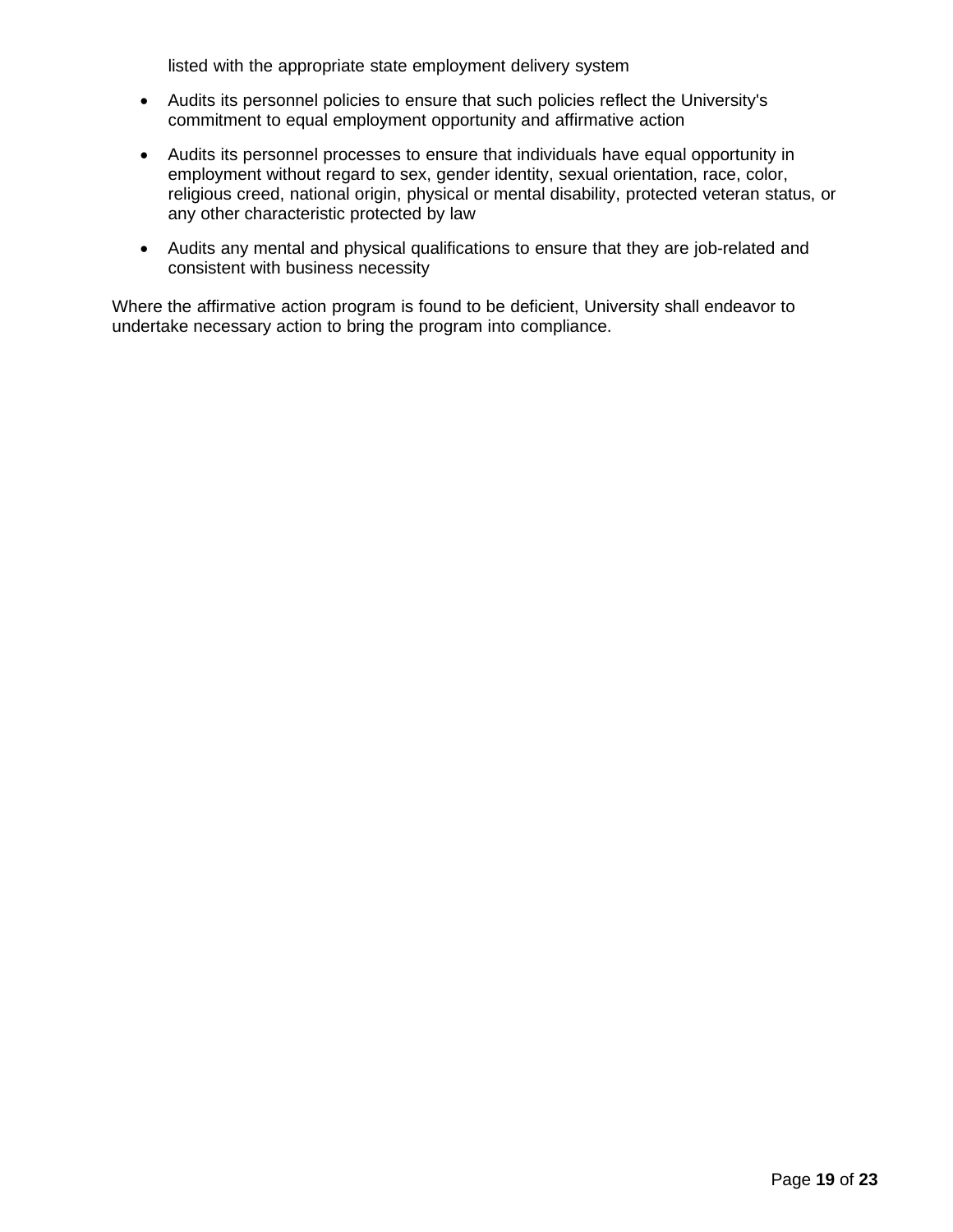listed with the appropriate state employment delivery system

- Audits its personnel policies to ensure that such policies reflect the University's commitment to equal employment opportunity and affirmative action
- Audits its personnel processes to ensure that individuals have equal opportunity in employment without regard to sex, gender identity, sexual orientation, race, color, religious creed, national origin, physical or mental disability, protected veteran status, or any other characteristic protected by law
- Audits any mental and physical qualifications to ensure that they are job-related and consistent with business necessity

Where the affirmative action program is found to be deficient, University shall endeavor to undertake necessary action to bring the program into compliance.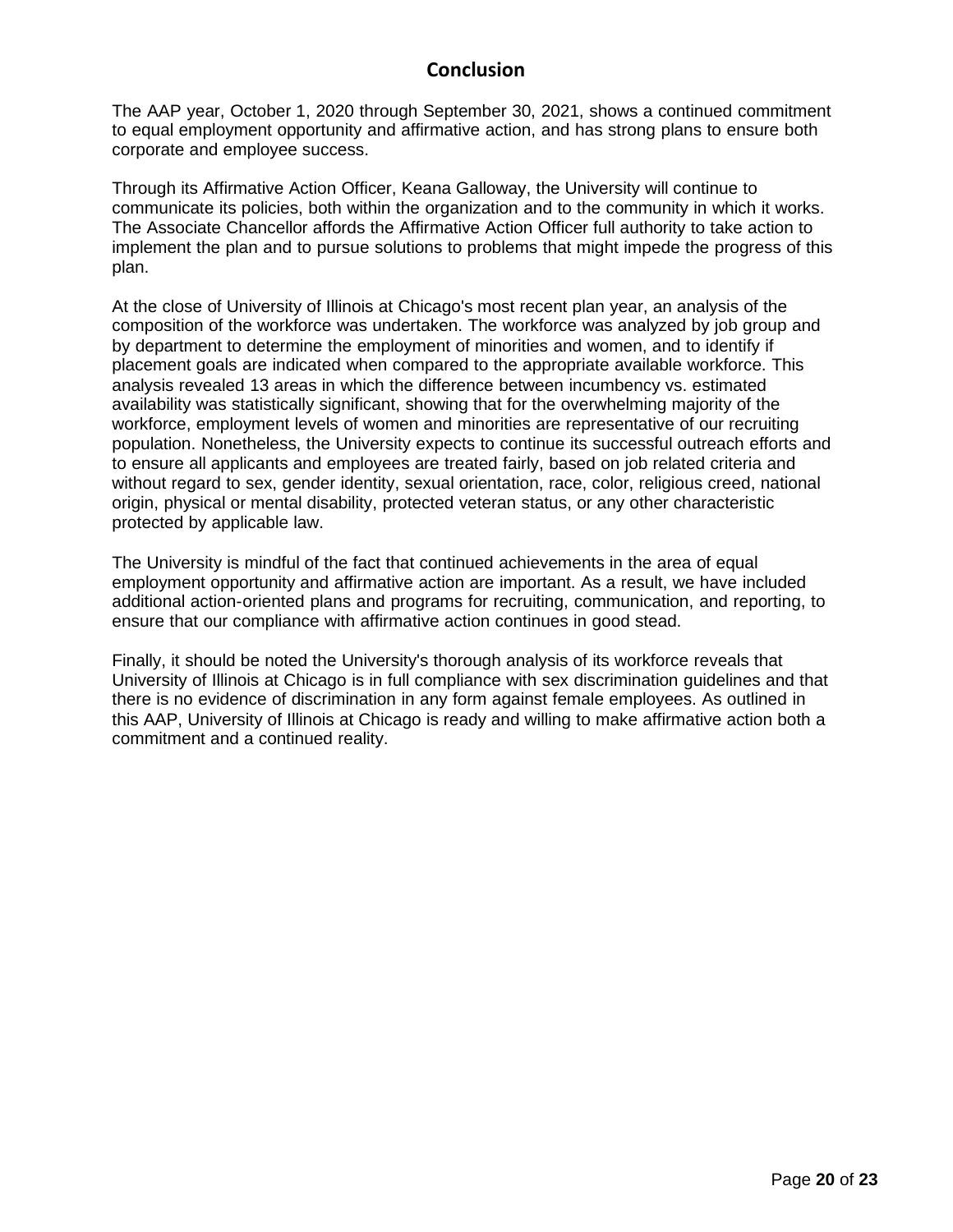# Conclusion

The AAP year, October 1, 2020 through September 30, 2021, shows a continued commitment to equal employment opportunity and affirmative action, and has strong plans to ensure both corporate and employee success.

Through its Affirmative Action Officer, Keana Galloway, the University will continue to communicate its policies, both within the organization and to the community in which it works. The Associate Chancellor affords the Affirmative Action Officer full authority to take action to implement the plan and to pursue solutions to problems that might impede the progress of this plan.

At the close of University of Illinois at Chicago's most recent plan year, an analysis of the composition of the workforce was undertaken. The workforce was analyzed by job group and by department to determine the employment of minorities and women, and to identify if placement goals are indicated when compared to the appropriate available workforce. This analysis revealed 13 areas in which the difference between incumbency vs. estimated availability was statistically significant, showing that for the overwhelming majority of the workforce, employment levels of women and minorities are representative of our recruiting population. Nonetheless, the University expects to continue its successful outreach efforts and to ensure all applicants and employees are treated fairly, based on job related criteria and without regard to sex, gender identity, sexual orientation, race, color, religious creed, national origin, physical or mental disability, protected veteran status, or any other characteristic protected by applicable law.

The University is mindful of the fact that continued achievements in the area of equal employment opportunity and affirmative action are important. As a result, we have included additional action-oriented plans and programs for recruiting, communication, and reporting, to ensure that our compliance with affirmative action continues in good stead.

Finally, it should be noted the University's thorough analysis of its workforce reveals that University of Illinois at Chicago is in full compliance with sex discrimination guidelines and that there is no evidence of discrimination in any form against female employees. As outlined in this AAP, University of Illinois at Chicago is ready and willing to make affirmative action both a commitment and a continued reality.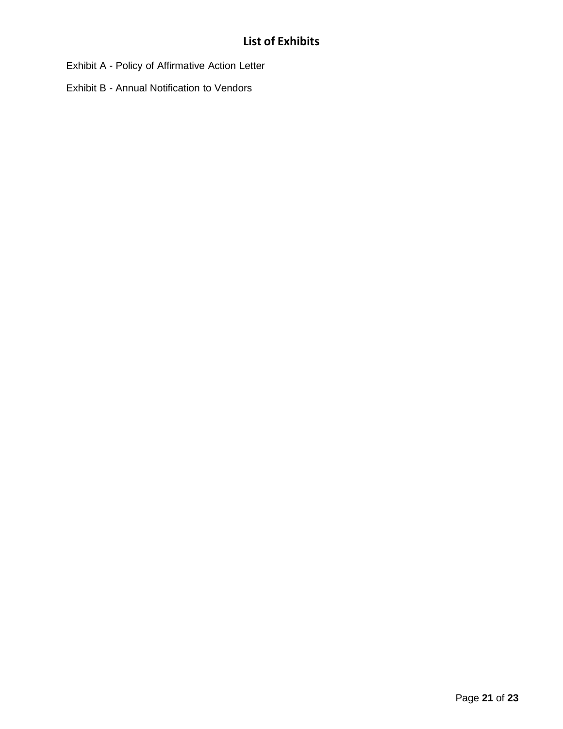# List of Exhibits

Exhibit A - Policy of Affirmative Action Letter

Exhibit B - Annual Notification to Vendors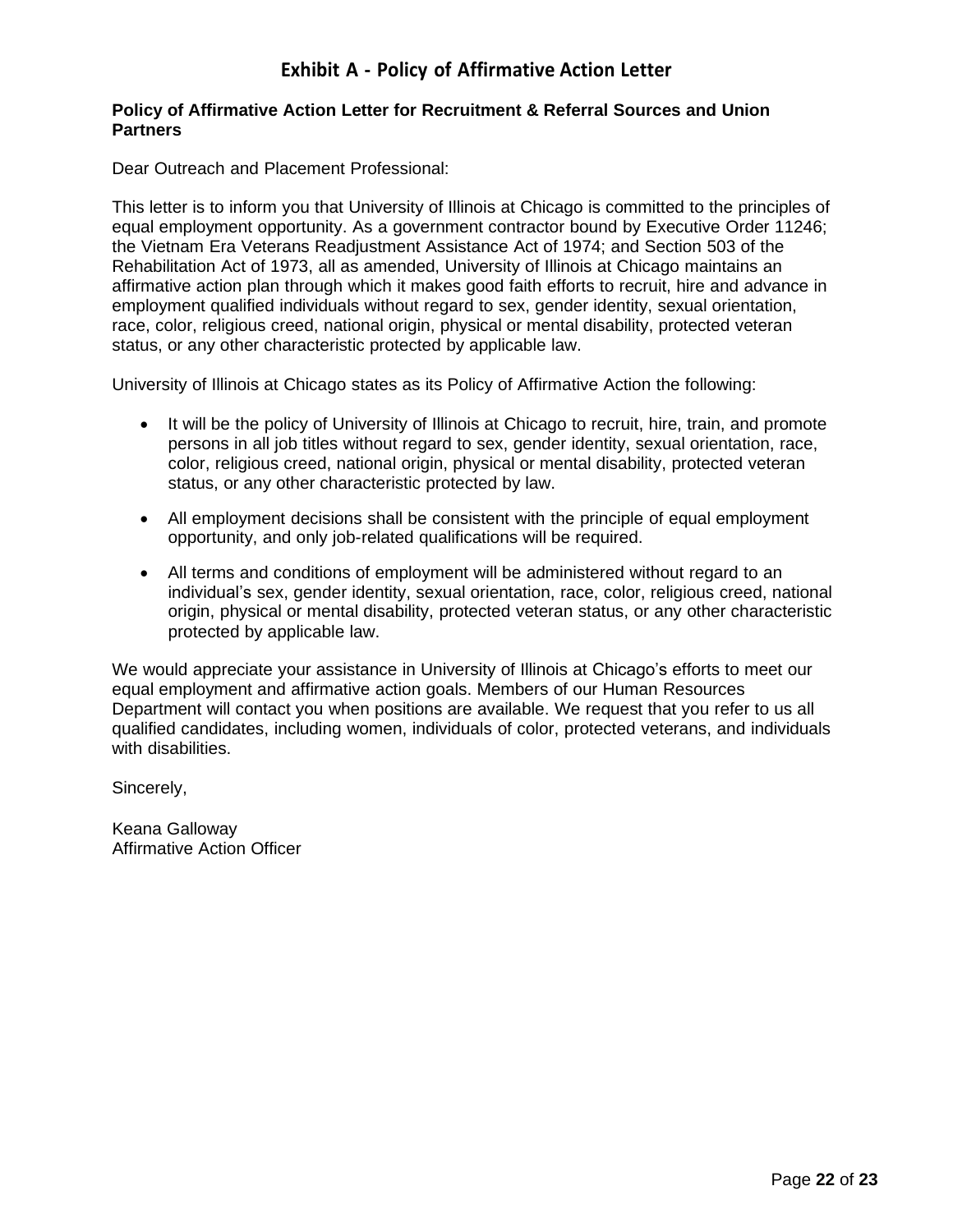# Exhibit A - Policy of Affirmative Action Letter

**Policy of Affirmative Action Letter for Recruitment & Referral Sources and Union Partners**

Dear Outreach and Placement Professional:

This letter is to inform you that University of Illinois at Chicago is committed to the principles of equal employment opportunity. As a government contractor bound by Executive Order 11246; the Vietnam Era Veterans Readjustment Assistance Act of 1974; and Section 503 of the Rehabilitation Act of 1973, all as amended, University of Illinois at Chicago maintains an affirmative action plan through which it makes good faith efforts to recruit, hire and advance in employment qualified individuals without regard to sex, gender identity, sexual orientation, race, color, religious creed, national origin, physical or mental disability, protected veteran status, or any other characteristic protected by applicable law.

University of Illinois at Chicago states as its Policy of Affirmative Action the following:

- It will be the policy of University of Illinois at Chicago to recruit, hire, train, and promote persons in all job titles without regard to sex, gender identity, sexual orientation, race, color, religious creed, national origin, physical or mental disability, protected veteran status, or any other characteristic protected by law.
- All employment decisions shall be consistent with the principle of equal employment opportunity, and only job-related qualifications will be required.
- All terms and conditions of employment will be administered without regard to an individual's sex, gender identity, sexual orientation, race, color, religious creed, national origin, physical or mental disability, protected veteran status, or any other characteristic protected by applicable law.

We would appreciate your assistance in University of Illinois at Chicago's efforts to meet our equal employment and affirmative action goals. Members of our Human Resources Department will contact you when positions are available. We request that you refer to us all qualified candidates, including women, individuals of color, protected veterans, and individuals with disabilities.

Sincerely,

Keana Galloway
Affirmative Action Officer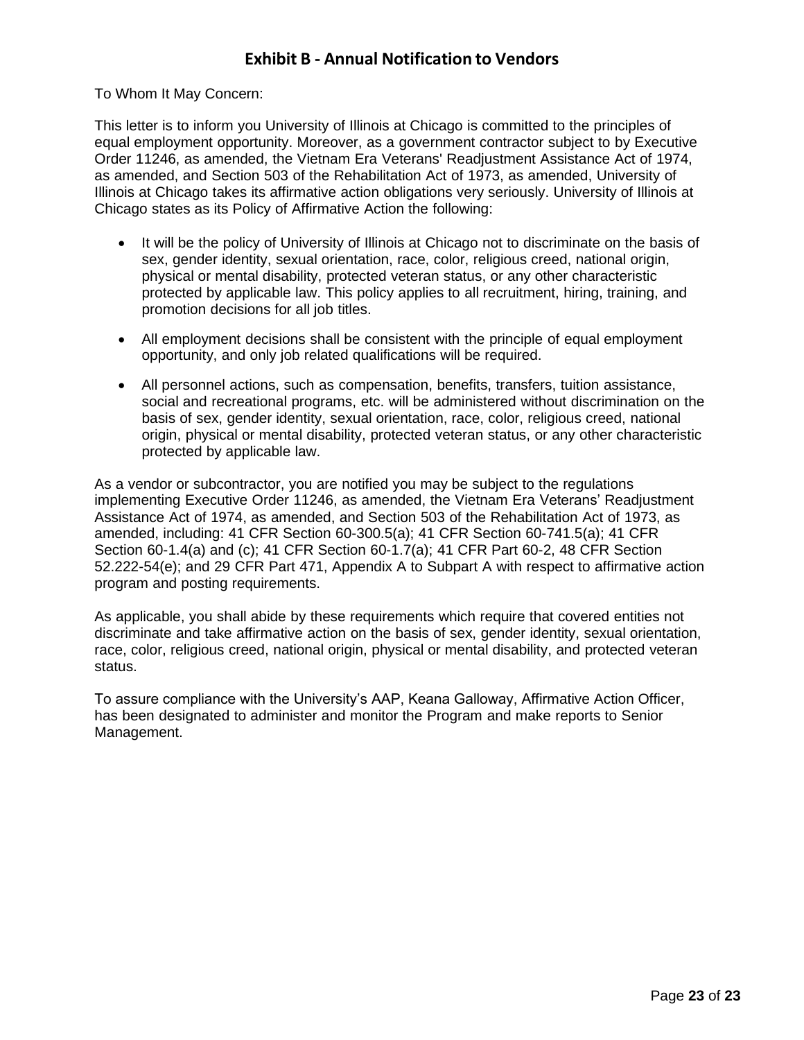## Exhibit B - Annual Notification to Vendors

To Whom It May Concern:

This letter is to inform you University of Illinois at Chicago is committed to the principles of equal employment opportunity. Moreover, as a government contractor subject to by Executive Order 11246, as amended, the Vietnam Era Veterans' Readjustment Assistance Act of 1974, as amended, and Section 503 of the Rehabilitation Act of 1973, as amended, University of Illinois at Chicago takes its affirmative action obligations very seriously. University of Illinois at Chicago states as its Policy of Affirmative Action the following:

- It will be the policy of University of Illinois at Chicago not to discriminate on the basis of sex, gender identity, sexual orientation, race, color, religious creed, national origin, physical or mental disability, protected veteran status, or any other characteristic protected by applicable law. This policy applies to all recruitment, hiring, training, and promotion decisions for all job titles.
- All employment decisions shall be consistent with the principle of equal employment opportunity, and only job related qualifications will be required.
- All personnel actions, such as compensation, benefits, transfers, tuition assistance, social and recreational programs, etc. will be administered without discrimination on the basis of sex, gender identity, sexual orientation, race, color, religious creed, national origin, physical or mental disability, protected veteran status, or any other characteristic protected by applicable law.

As a vendor or subcontractor, you are notified you may be subject to the regulations implementing Executive Order 11246, as amended, the Vietnam Era Veterans' Readjustment Assistance Act of 1974, as amended, and Section 503 of the Rehabilitation Act of 1973, as amended, including: 41 CFR Section 60-300.5(a); 41 CFR Section 60-741.5(a); 41 CFR Section 60-1.4(a) and (c); 41 CFR Section 60-1.7(a); 41 CFR Part 60-2, 48 CFR Section 52.222-54(e); and 29 CFR Part 471, Appendix A to Subpart A with respect to affirmative action program and posting requirements.

As applicable, you shall abide by these requirements which require that covered entities not discriminate and take affirmative action on the basis of sex, gender identity, sexual orientation, race, color, religious creed, national origin, physical or mental disability, and protected veteran status.

To assure compliance with the University's AAP, Keana Galloway, Affirmative Action Officer, has been designated to administer and monitor the Program and make reports to Senior Management.